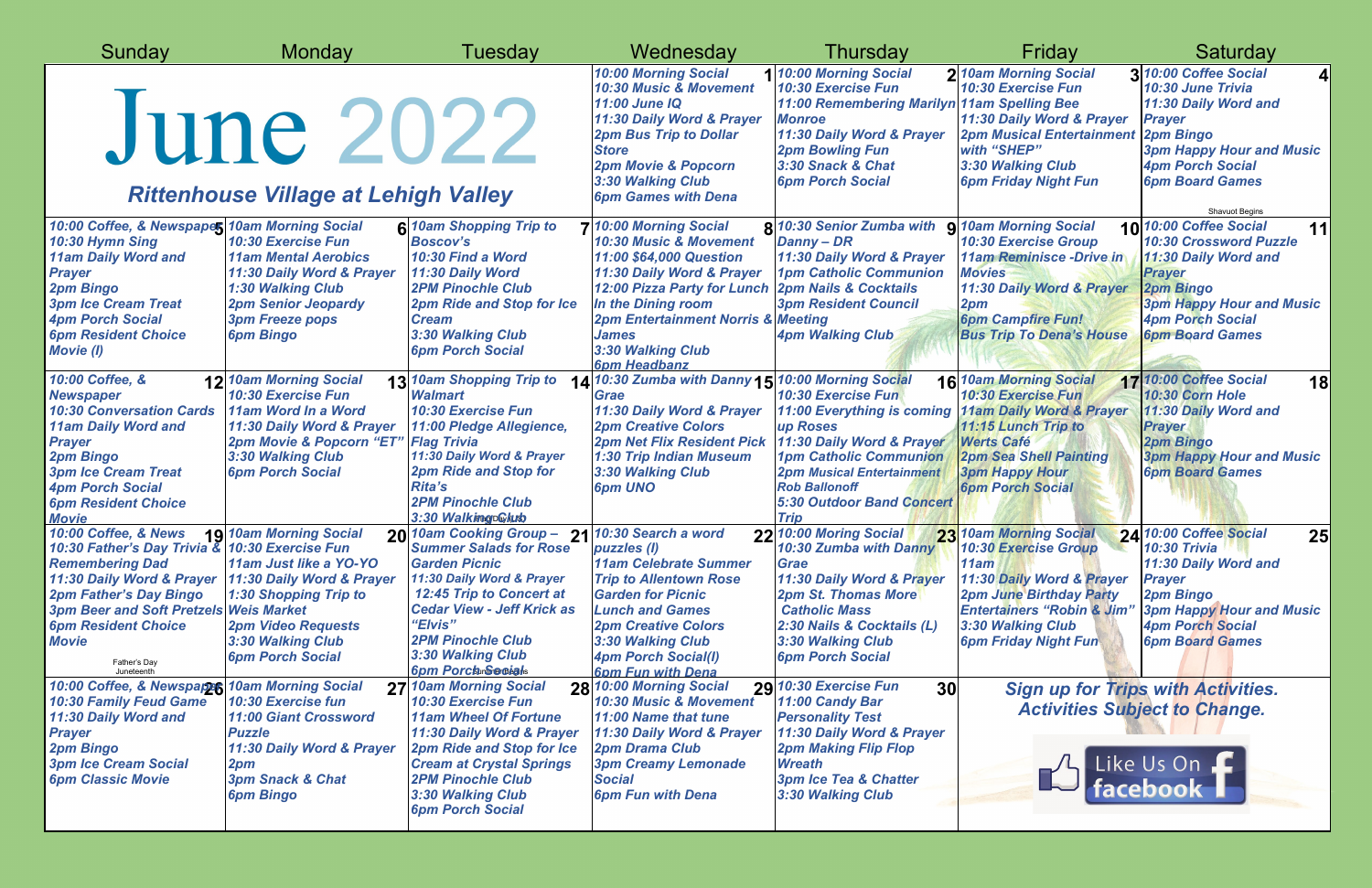# June 2022

## Rittenhouse Village at Lehigh Valley

| Sunday | Monday | Tuesday | Wednesday | Thursday | Friday | Saturday |
|---|---|---|---|---|---|---|
| | | | **1** 10:00 Morning Social<br>10:30 Music & Movement<br>11:00 June IQ<br>11:30 Daily Word & Prayer<br>2pm Bus Trip to Dollar Store<br>2pm Movie & Popcorn<br>3:30 Walking Club<br>6pm Games with Dena | **2** 10:00 Morning Social<br>10:30 Exercise Fun<br>11:00 Remembering Marilyn Monroe<br>11:30 Daily Word & Prayer<br>2pm Bowling Fun<br>3:30 Snack & Chat<br>6pm Porch Social | **3** 10am Morning Social<br>10:30 Exercise Fun<br>11am Spelling Bee<br>11:30 Daily Word & Prayer<br>2pm Musical Entertainment with "SHEP"<br>3:30 Walking Club<br>6pm Friday Night Fun | **4** 10:00 Coffee Social<br>10:30 June Trivia<br>11:30 Daily Word and Prayer<br>2pm Bingo<br>3pm Happy Hour and Music<br>4pm Porch Social<br>6pm Board Games<br>Shavuot Begins |
| **5** 10:00 Coffee, & Newspaper<br>10:30 Hymn Sing<br>11am Daily Word and Prayer<br>2pm Bingo<br>3pm Ice Cream Treat<br>4pm Porch Social<br>6pm Resident Choice Movie (I) | **6** 10am Morning Social<br>10:30 Exercise Fun<br>11am Mental Aerobics<br>11:30 Daily Word & Prayer<br>1:30 Walking Club<br>2pm Senior Jeopardy<br>3pm Freeze pops<br>6pm Bingo | **7** 10am Shopping Trip to Boscov's<br>10:30 Find a Word<br>11:30 Daily Word<br>2PM Pinochle Club<br>2pm Ride and Stop for Ice Cream<br>3:30 Walking Club<br>6pm Porch Social | **8** 10:00 Morning Social<br>10:30 Music & Movement<br>11:00 $64,000 Question<br>11:30 Daily Word & Prayer<br>12:00 Pizza Party for Lunch In the Dining room<br>2pm Entertainment Norris & James<br>3:30 Walking Club<br>6pm Headbanz | **9** 10:30 Senior Zumba with Danny – DR<br>11:30 Daily Word & Prayer<br>1pm Catholic Communion<br>2pm Nails & Cocktails<br>3pm Resident Council Meeting<br>4pm Walking Club | **10** 10am Morning Social<br>10:30 Exercise Group<br>11am Reminisce -Drive in Movies<br>11:30 Daily Word & Prayer<br>2pm<br>6pm Campfire Fun!<br>Bus Trip To Dena's House | **11** 10:00 Coffee Social<br>10:30 Crossword Puzzle<br>11:30 Daily Word and Prayer<br>2pm Bingo<br>3pm Happy Hour and Music<br>4pm Porch Social<br>6pm Board Games |
| **12** 10:00 Coffee, & Newspaper<br>10:30 Conversation Cards<br>11am Daily Word and Prayer<br>2pm Bingo<br>3pm Ice Cream Treat<br>4pm Porch Social<br>6pm Resident Choice Movie | **13** 10am Morning Social<br>10:30 Exercise Fun<br>11am Word In a Word<br>11:30 Daily Word & Prayer<br>2pm Movie & Popcorn "ET"<br>3:30 Walking Club<br>6pm Porch Social | **14** 10am Shopping Trip to Walmart<br>10:30 Exercise Fun<br>11:00 Pledge Allegience, Flag Trivia<br>11:30 Daily Word & Prayer<br>2pm Ride and Stop for Rita's<br>2PM Pinochle Club<br>3:30 Walking Club<br>Flag Day | **15** 10:30 Zumba with Danny Grae<br>11:30 Daily Word & Prayer<br>2pm Creative Colors<br>2pm Net Flix Resident Pick<br>1:30 Trip Indian Museum<br>3:30 Walking Club<br>6pm UNO | **16** 10:00 Morning Social<br>10:30 Exercise Fun<br>11:00 Everything is coming up Roses<br>11:30 Daily Word & Prayer<br>1pm Catholic Communion<br>2pm Musical Entertainment Rob Ballonoff<br>5:30 Outdoor Band Concert Trip | **17** 10am Morning Social<br>10:30 Exercise Fun<br>11am Daily Word & Prayer<br>11:15 Lunch Trip to Werts Café<br>2pm Sea Shell Painting<br>3pm Happy Hour<br>6pm Porch Social | **18** 10:00 Coffee Social<br>10:30 Corn Hole<br>11:30 Daily Word and Prayer<br>2pm Bingo<br>3pm Happy Hour and Music<br>6pm Board Games |
| **19** 10:00 Coffee, & News<br>10:30 Father's Day Trivia & Remembering Dad<br>11:30 Daily Word & Prayer<br>2pm Father's Day Bingo<br>3pm Beer and Soft Pretzels<br>6pm Resident Choice Movie<br>Father's Day<br>Juneteenth | **20** 10am Morning Social<br>10:30 Exercise Fun<br>11am Just like a YO-YO<br>11:30 Daily Word & Prayer<br>1:30 Shopping Trip to Weis Market<br>2pm Video Requests<br>3:30 Walking Club<br>6pm Porch Social | **21** 10am Cooking Group – Summer Salads for Rose Garden Picnic<br>11:30 Daily Word & Prayer<br>12:45 Trip to Concert at Cedar View - Jeff Krick as "Elvis"<br>2PM Pinochle Club<br>3:30 Walking Club<br>6pm Porch Social | **22** 10:30 Search a word puzzles (I)<br>11am Celebrate Summer Trip to Allentown Rose Garden for Picnic Lunch and Games<br>2pm Creative Colors<br>3:30 Walking Club<br>4pm Porch Social(I)<br>6pm Fun with Dena | **23** 10:00 Moring Social<br>10:30 Zumba with Danny Grae<br>11:30 Daily Word & Prayer<br>2pm St. Thomas More Catholic Mass<br>2:30 Nails & Cocktails (L)<br>3:30 Walking Club<br>6pm Porch Social | **24** 10am Morning Social<br>10:30 Exercise Group<br>11am<br>11:30 Daily Word & Prayer<br>2pm June Birthday Party Entertainers "Robin & Jim"<br>3:30 Walking Club<br>6pm Friday Night Fun | **25** 10:00 Coffee Social<br>10:30 Trivia<br>11:30 Daily Word and Prayer<br>2pm Bingo<br>3pm Happy Hour and Music<br>4pm Porch Social<br>6pm Board Games |
| **26** 10:00 Coffee, & Newspaper<br>10:30 Family Feud Game<br>11:30 Daily Word and Prayer<br>2pm Bingo<br>3pm Ice Cream Social<br>6pm Classic Movie | **27** 10am Morning Social<br>10:30 Exercise fun<br>11:00 Giant Crossword Puzzle<br>11:30 Daily Word & Prayer<br>2pm<br>3pm Snack & Chat<br>6pm Bingo | **28** 10am Morning Social<br>10:30 Exercise Fun<br>11am Wheel Of Fortune<br>11:30 Daily Word & Prayer<br>2pm Ride and Stop for Ice Cream at Crystal Springs<br>2PM Pinochle Club<br>3:30 Walking Club<br>6pm Porch Social | **29** 10:00 Morning Social<br>10:30 Music & Movement<br>11:00 Name that tune<br>11:30 Daily Word & Prayer<br>2pm Drama Club<br>3pm Creamy Lemonade Social<br>6pm Fun with Dena | **30** 10:30 Exercise Fun<br>11:00 Candy Bar Personality Test<br>11:30 Daily Word & Prayer<br>2pm Making Flip Flop Wreath<br>3pm Ice Tea & Chatter<br>3:30 Walking Club | Sign up for Trips with Activities. Activities Subject to Change.<br>Like Us On facebook | |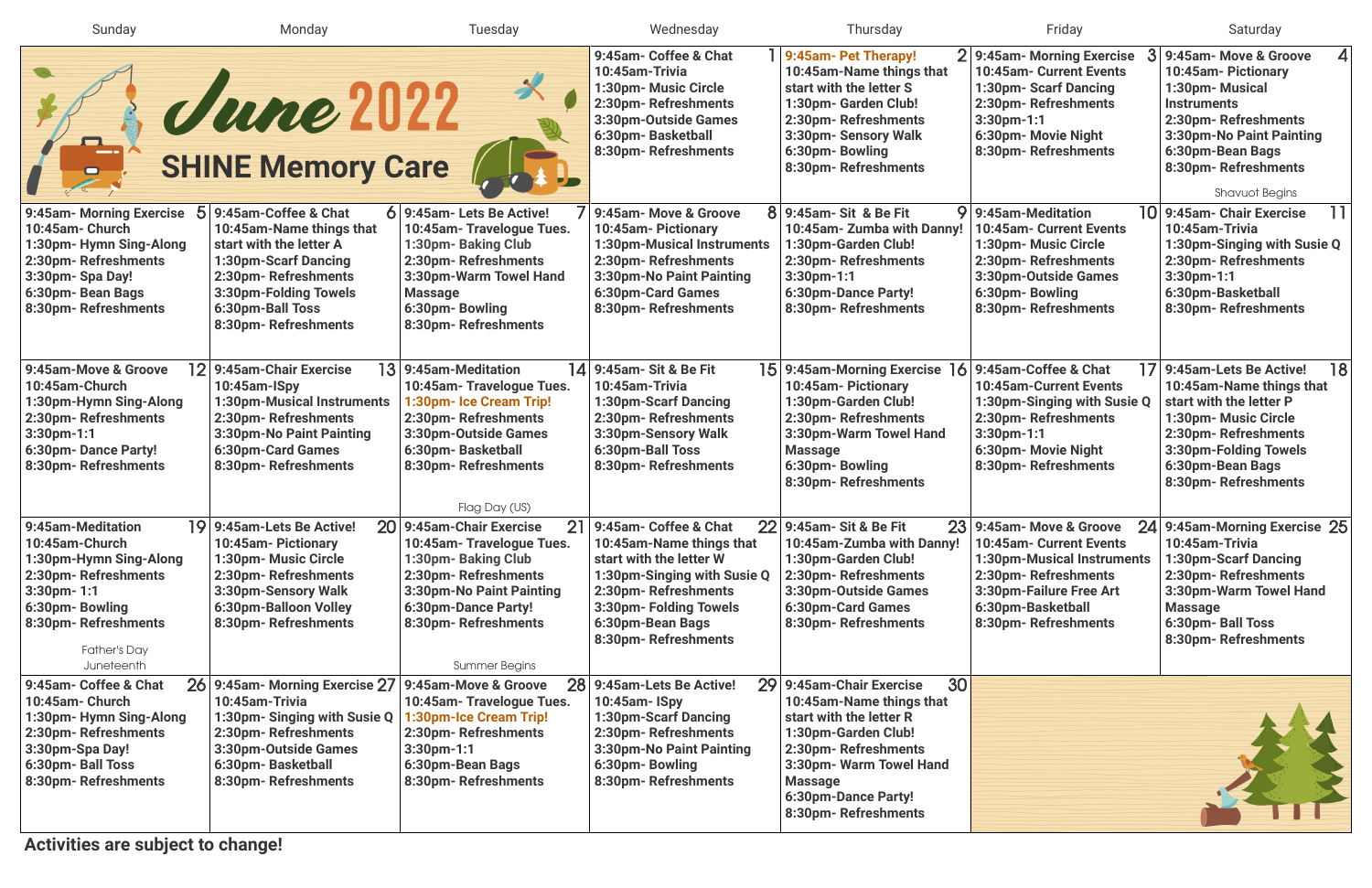# June 2022

## SHINE Memory Care

| Sunday | Monday | Tuesday | Wednesday | Thursday | Friday | Saturday |
|---|---|---|---|---|---|---|
| | | | **1**<br>9:45am- Coffee & Chat<br>10:45am-Trivia<br>1:30pm- Music Circle<br>2:30pm- Refreshments<br>3:30pm-Outside Games<br>6:30pm- Basketball<br>8:30pm- Refreshments | **2**<br>9:45am- Pet Therapy!<br>10:45am-Name things that start with the letter S<br>1:30pm- Garden Club!<br>2:30pm- Refreshments<br>3:30pm- Sensory Walk<br>6:30pm- Bowling<br>8:30pm- Refreshments | **3**<br>9:45am- Morning Exercise<br>10:45am- Current Events<br>1:30pm- Scarf Dancing<br>2:30pm- Refreshments<br>3:30pm-1:1<br>6:30pm- Movie Night<br>8:30pm- Refreshments | **4**<br>9:45am- Move & Groove<br>10:45am- Pictionary<br>1:30pm- Musical Instruments<br>2:30pm- Refreshments<br>3:30pm-No Paint Painting<br>6:30pm-Bean Bags<br>8:30pm- Refreshments<br>Shavuot Begins |
| **5**<br>9:45am- Morning Exercise<br>10:45am- Church<br>1:30pm- Hymn Sing-Along<br>2:30pm- Refreshments<br>3:30pm- Spa Day!<br>6:30pm- Bean Bags<br>8:30pm- Refreshments | **6**<br>9:45am-Coffee & Chat<br>10:45am-Name things that start with the letter A<br>1:30pm-Scarf Dancing<br>2:30pm- Refreshments<br>3:30pm-Folding Towels<br>6:30pm-Ball Toss<br>8:30pm- Refreshments | **7**<br>9:45am- Lets Be Active!<br>10:45am- Travelogue Tues.<br>1:30pm- Baking Club<br>2:30pm- Refreshments<br>3:30pm-Warm Towel Hand Massage<br>6:30pm- Bowling<br>8:30pm- Refreshments | **8**<br>9:45am- Move & Groove<br>10:45am- Pictionary<br>1:30pm-Musical Instruments<br>2:30pm- Refreshments<br>3:30pm-No Paint Painting<br>6:30pm-Card Games<br>8:30pm- Refreshments | **9**<br>9:45am- Sit & Be Fit<br>10:45am- Zumba with Danny!<br>1:30pm-Garden Club!<br>2:30pm- Refreshments<br>3:30pm-1:1<br>6:30pm-Dance Party!<br>8:30pm- Refreshments | **10**<br>9:45am-Meditation<br>10:45am- Current Events<br>1:30pm- Music Circle<br>2:30pm- Refreshments<br>3:30pm-Outside Games<br>6:30pm- Bowling<br>8:30pm- Refreshments | **11**<br>9:45am- Chair Exercise<br>10:45am-Trivia<br>1:30pm-Singing with Susie Q<br>2:30pm- Refreshments<br>3:30pm-1:1<br>6:30pm-Basketball<br>8:30pm- Refreshments |
| **12**<br>9:45am-Move & Groove<br>10:45am-Church<br>1:30pm-Hymn Sing-Along<br>2:30pm- Refreshments<br>3:30pm-1:1<br>6:30pm- Dance Party!<br>8:30pm- Refreshments | **13**<br>9:45am-Chair Exercise<br>10:45am-ISpy<br>1:30pm-Musical Instruments<br>2:30pm- Refreshments<br>3:30pm-No Paint Painting<br>6:30pm-Card Games<br>8:30pm- Refreshments | **14**<br>9:45am-Meditation<br>10:45am- Travelogue Tues.<br>1:30pm- Ice Cream Trip!<br>2:30pm- Refreshments<br>3:30pm-Outside Games<br>6:30pm- Basketball<br>8:30pm- Refreshments<br>Flag Day (US) | **15**<br>9:45am- Sit & Be Fit<br>10:45am-Trivia<br>1:30pm-Scarf Dancing<br>2:30pm- Refreshments<br>3:30pm-Sensory Walk<br>6:30pm-Ball Toss<br>8:30pm- Refreshments | **16**<br>9:45am-Morning Exercise<br>10:45am- Pictionary<br>1:30pm-Garden Club!<br>2:30pm- Refreshments<br>3:30pm-Warm Towel Hand Massage<br>6:30pm- Bowling<br>8:30pm- Refreshments | **17**<br>9:45am-Coffee & Chat<br>10:45am-Current Events<br>1:30pm-Singing with Susie Q<br>2:30pm- Refreshments<br>3:30pm-1:1<br>6:30pm- Movie Night<br>8:30pm- Refreshments | **18**<br>9:45am-Lets Be Active!<br>10:45am-Name things that start with the letter P<br>1:30pm- Music Circle<br>2:30pm- Refreshments<br>3:30pm-Folding Towels<br>6:30pm-Bean Bags<br>8:30pm- Refreshments |
| **19**<br>9:45am-Meditation<br>10:45am-Church<br>1:30pm-Hymn Sing-Along<br>2:30pm- Refreshments<br>3:30pm- 1:1<br>6:30pm- Bowling<br>8:30pm- Refreshments<br>Father's Day<br>Juneteenth | **20**<br>9:45am-Lets Be Active!<br>10:45am- Pictionary<br>1:30pm- Music Circle<br>2:30pm- Refreshments<br>3:30pm-Sensory Walk<br>6:30pm-Balloon Volley<br>8:30pm- Refreshments | **21**<br>9:45am-Chair Exercise<br>10:45am- Travelogue Tues.<br>1:30pm- Baking Club<br>2:30pm- Refreshments<br>3:30pm-No Paint Painting<br>6:30pm-Dance Party!<br>8:30pm- Refreshments<br>Summer Begins | **22**<br>9:45am- Coffee & Chat<br>10:45am-Name things that start with the letter W<br>1:30pm-Singing with Susie Q<br>2:30pm- Refreshments<br>3:30pm- Folding Towels<br>6:30pm-Bean Bags<br>8:30pm- Refreshments | **23**<br>9:45am- Sit & Be Fit<br>10:45am-Zumba with Danny!<br>1:30pm-Garden Club!<br>2:30pm- Refreshments<br>3:30pm-Outside Games<br>6:30pm-Card Games<br>8:30pm- Refreshments | **24**<br>9:45am- Move & Groove<br>10:45am- Current Events<br>1:30pm-Musical Instruments<br>2:30pm- Refreshments<br>3:30pm-Failure Free Art<br>6:30pm-Basketball<br>8:30pm- Refreshments | **25**<br>9:45am-Morning Exercise<br>10:45am-Trivia<br>1:30pm-Scarf Dancing<br>2:30pm- Refreshments<br>3:30pm-Warm Towel Hand Massage<br>6:30pm- Ball Toss<br>8:30pm- Refreshments |
| **26**<br>9:45am- Coffee & Chat<br>10:45am- Church<br>1:30pm- Hymn Sing-Along<br>2:30pm- Refreshments<br>3:30pm-Spa Day!<br>6:30pm- Ball Toss<br>8:30pm- Refreshments | **27**<br>9:45am- Morning Exercise<br>10:45am-Trivia<br>1:30pm- Singing with Susie Q<br>2:30pm- Refreshments<br>3:30pm-Outside Games<br>6:30pm- Basketball<br>8:30pm- Refreshments | **28**<br>9:45am-Move & Groove<br>10:45am- Travelogue Tues.<br>1:30pm-Ice Cream Trip!<br>2:30pm- Refreshments<br>3:30pm-1:1<br>6:30pm-Bean Bags<br>8:30pm- Refreshments | **29**<br>9:45am-Lets Be Active!<br>10:45am- ISpy<br>1:30pm-Scarf Dancing<br>2:30pm- Refreshments<br>3:30pm-No Paint Painting<br>6:30pm- Bowling<br>8:30pm- Refreshments | **30**<br>9:45am-Chair Exercise<br>10:45am-Name things that start with the letter R<br>1:30pm-Garden Club!<br>2:30pm- Refreshments<br>3:30pm- Warm Towel Hand Massage<br>6:30pm-Dance Party!<br>8:30pm- Refreshments | | |

**Activities are subject to change!**